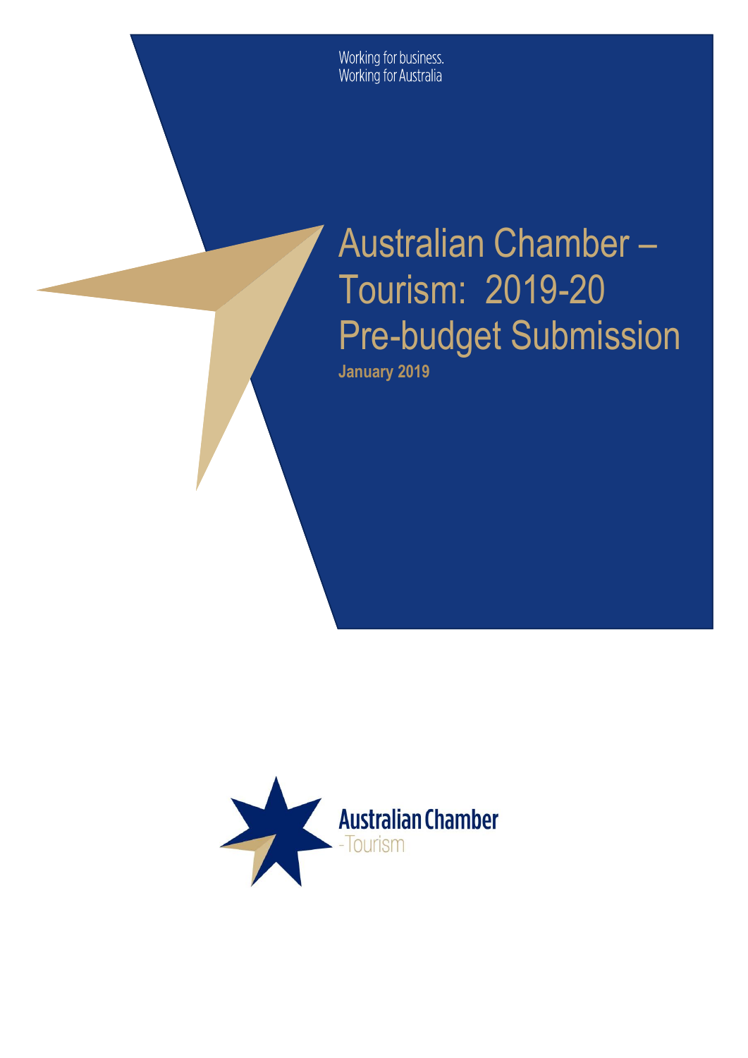Working for business.
Working for Australia

# Australian Chamber – Tourism: 2019-20 Pre-budget Submission

**January 2019**

Australian Chamber
-Tourism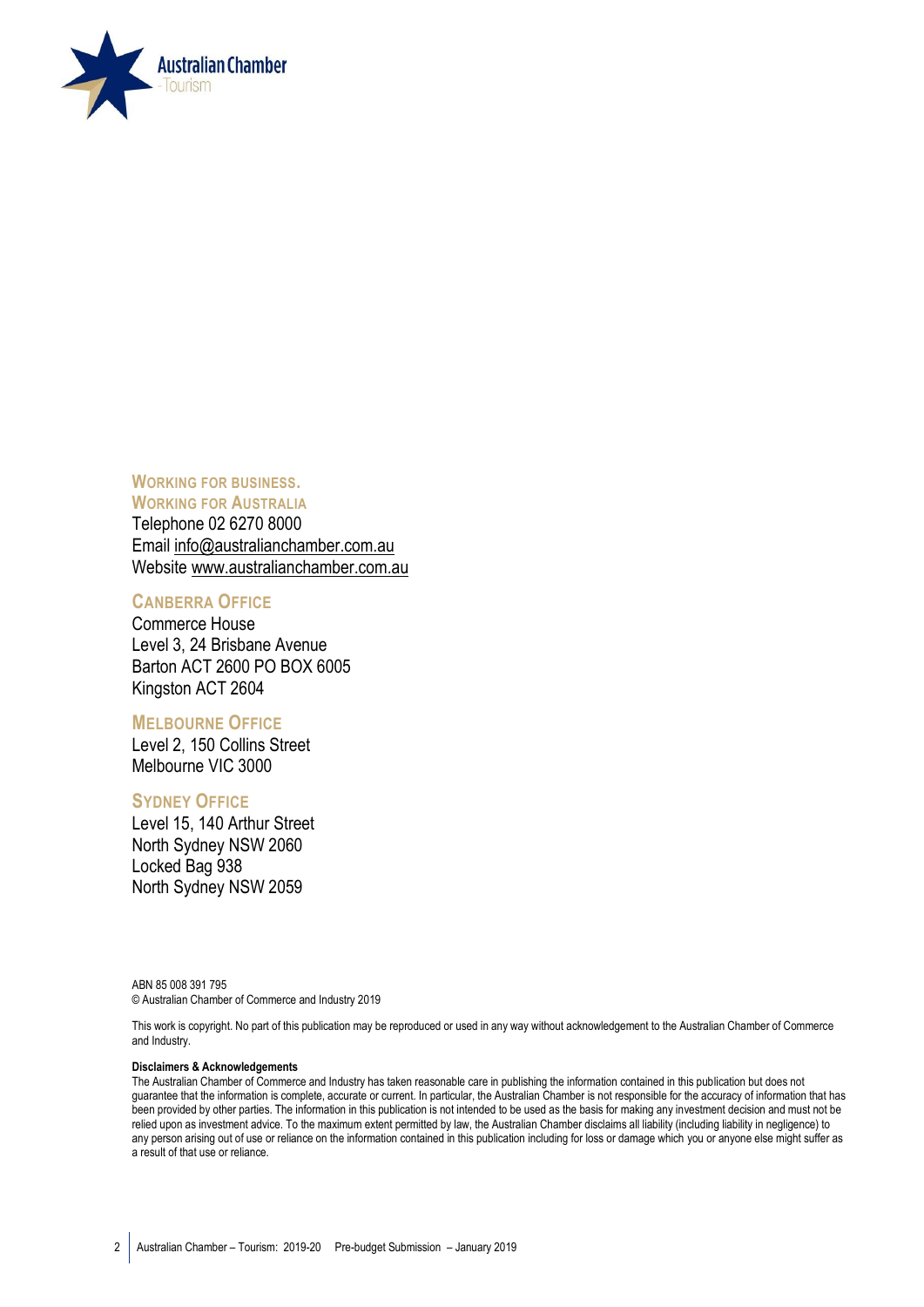**WORKING FOR BUSINESS.**
**WORKING FOR AUSTRALIA**

Telephone 02 6270 8000
Email info@australianchamber.com.au
Website www.australianchamber.com.au

**CANBERRA OFFICE**

Commerce House
Level 3, 24 Brisbane Avenue
Barton ACT 2600 PO BOX 6005
Kingston ACT 2604

**MELBOURNE OFFICE**

Level 2, 150 Collins Street
Melbourne VIC 3000

**SYDNEY OFFICE**

Level 15, 140 Arthur Street
North Sydney NSW 2060
Locked Bag 938
North Sydney NSW 2059

ABN 85 008 391 795
© Australian Chamber of Commerce and Industry 2019

This work is copyright. No part of this publication may be reproduced or used in any way without acknowledgement to the Australian Chamber of Commerce and Industry.

**Disclaimers & Acknowledgements**

The Australian Chamber of Commerce and Industry has taken reasonable care in publishing the information contained in this publication but does not guarantee that the information is complete, accurate or current. In particular, the Australian Chamber is not responsible for the accuracy of information that has been provided by other parties. The information in this publication is not intended to be used as the basis for making any investment decision and must not be relied upon as investment advice. To the maximum extent permitted by law, the Australian Chamber disclaims all liability (including liability in negligence) to any person arising out of use or reliance on the information contained in this publication including for loss or damage which you or anyone else might suffer as a result of that use or reliance.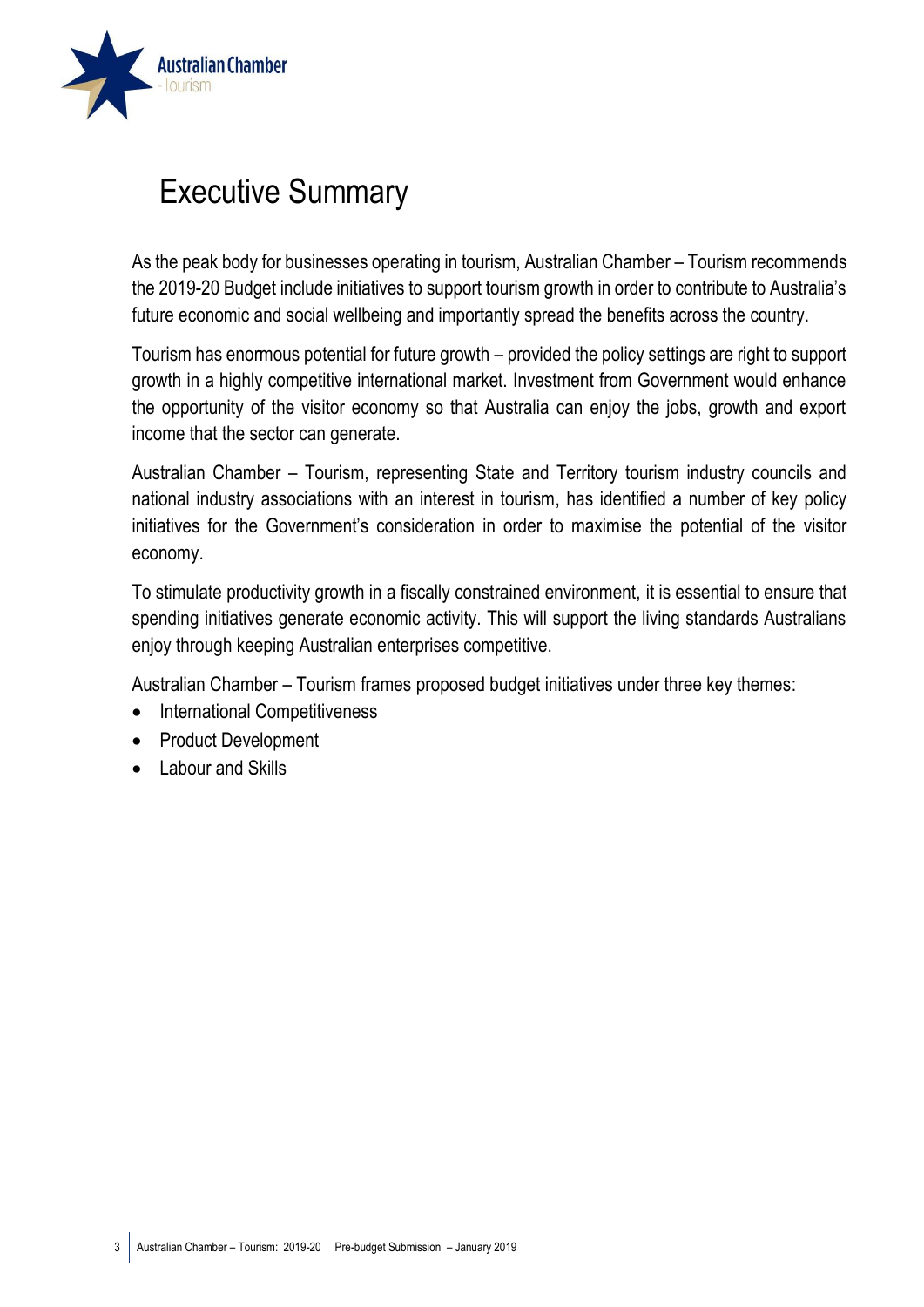# Executive Summary

As the peak body for businesses operating in tourism, Australian Chamber – Tourism recommends the 2019-20 Budget include initiatives to support tourism growth in order to contribute to Australia's future economic and social wellbeing and importantly spread the benefits across the country.

Tourism has enormous potential for future growth – provided the policy settings are right to support growth in a highly competitive international market. Investment from Government would enhance the opportunity of the visitor economy so that Australia can enjoy the jobs, growth and export income that the sector can generate.

Australian Chamber – Tourism, representing State and Territory tourism industry councils and national industry associations with an interest in tourism, has identified a number of key policy initiatives for the Government's consideration in order to maximise the potential of the visitor economy.

To stimulate productivity growth in a fiscally constrained environment, it is essential to ensure that spending initiatives generate economic activity. This will support the living standards Australians enjoy through keeping Australian enterprises competitive.

Australian Chamber – Tourism frames proposed budget initiatives under three key themes:

- International Competitiveness
- Product Development
- Labour and Skills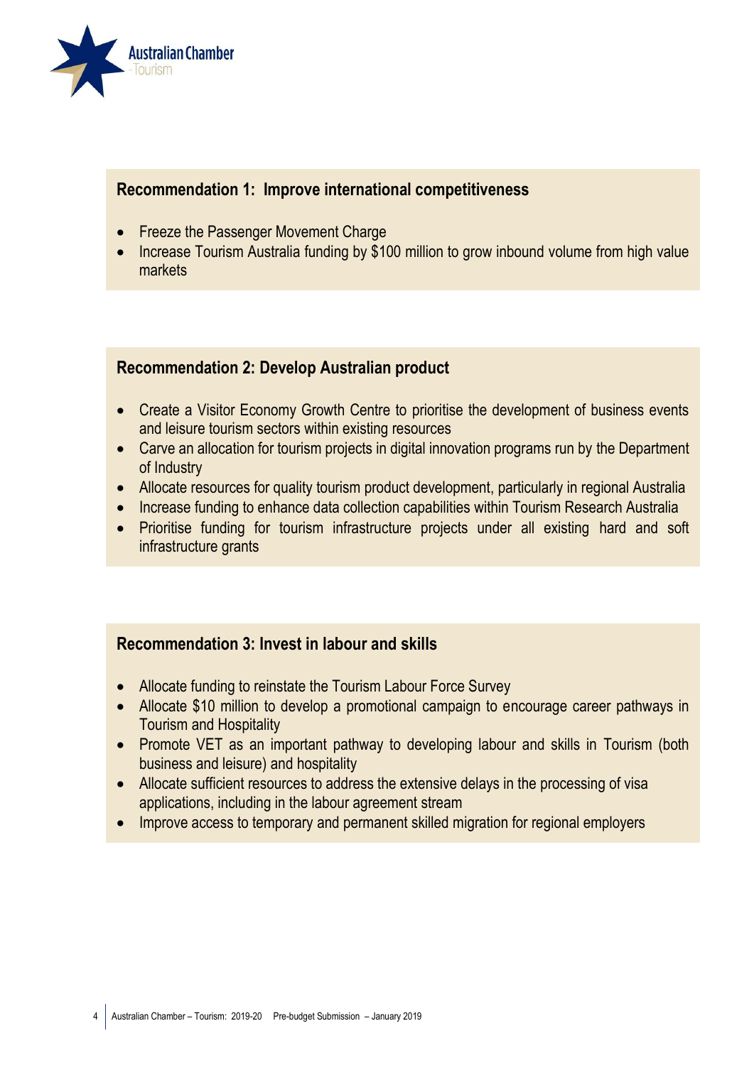## Recommendation 1: Improve international competitiveness

- Freeze the Passenger Movement Charge
- Increase Tourism Australia funding by $100 million to grow inbound volume from high value markets

## Recommendation 2: Develop Australian product

- Create a Visitor Economy Growth Centre to prioritise the development of business events and leisure tourism sectors within existing resources
- Carve an allocation for tourism projects in digital innovation programs run by the Department of Industry
- Allocate resources for quality tourism product development, particularly in regional Australia
- Increase funding to enhance data collection capabilities within Tourism Research Australia
- Prioritise funding for tourism infrastructure projects under all existing hard and soft infrastructure grants

## Recommendation 3: Invest in labour and skills

- Allocate funding to reinstate the Tourism Labour Force Survey
- Allocate $10 million to develop a promotional campaign to encourage career pathways in Tourism and Hospitality
- Promote VET as an important pathway to developing labour and skills in Tourism (both business and leisure) and hospitality
- Allocate sufficient resources to address the extensive delays in the processing of visa applications, including in the labour agreement stream
- Improve access to temporary and permanent skilled migration for regional employers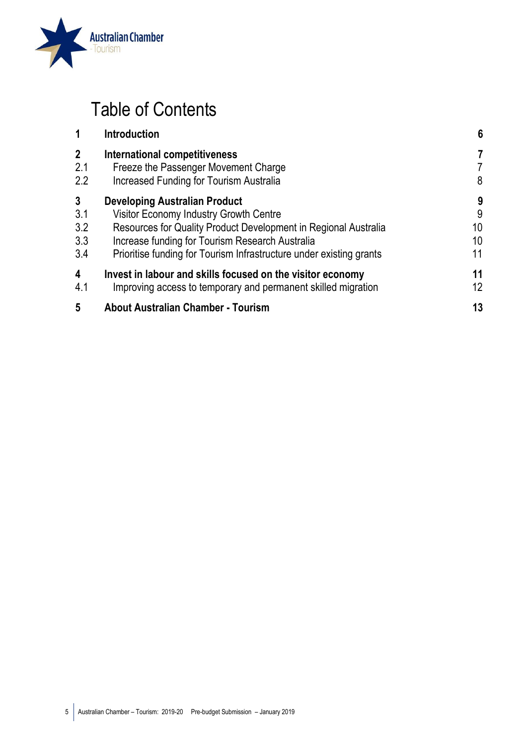# Table of Contents

| | | |
|---|---|---|
| **1** | **Introduction** | **6** |
| **2** | **International competitiveness** | **7** |
| 2.1 | Freeze the Passenger Movement Charge | 7 |
| 2.2 | Increased Funding for Tourism Australia | 8 |
| **3** | **Developing Australian Product** | **9** |
| 3.1 | Visitor Economy Industry Growth Centre | 9 |
| 3.2 | Resources for Quality Product Development in Regional Australia | 10 |
| 3.3 | Increase funding for Tourism Research Australia | 10 |
| 3.4 | Prioritise funding for Tourism Infrastructure under existing grants | 11 |
| **4** | **Invest in labour and skills focused on the visitor economy** | **11** |
| 4.1 | Improving access to temporary and permanent skilled migration | 12 |
| **5** | **About Australian Chamber - Tourism** | **13** |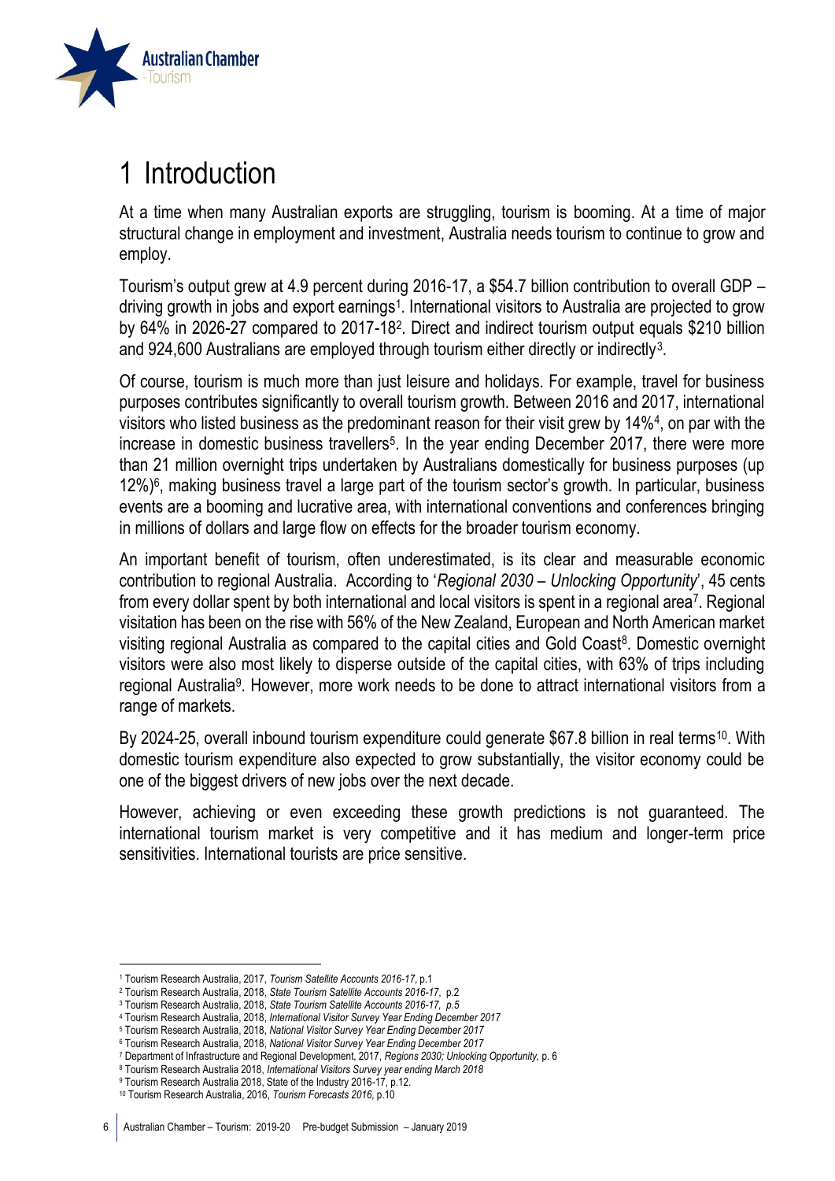# 1 Introduction

At a time when many Australian exports are struggling, tourism is booming. At a time of major structural change in employment and investment, Australia needs tourism to continue to grow and employ.

Tourism's output grew at 4.9 percent during 2016-17, a $54.7 billion contribution to overall GDP – driving growth in jobs and export earnings[1]. International visitors to Australia are projected to grow by 64% in 2026-27 compared to 2017-18[2]. Direct and indirect tourism output equals $210 billion and 924,600 Australians are employed through tourism either directly or indirectly[3].

Of course, tourism is much more than just leisure and holidays. For example, travel for business purposes contributes significantly to overall tourism growth. Between 2016 and 2017, international visitors who listed business as the predominant reason for their visit grew by 14%[4], on par with the increase in domestic business travellers[5]. In the year ending December 2017, there were more than 21 million overnight trips undertaken by Australians domestically for business purposes (up 12%)[6], making business travel a large part of the tourism sector's growth. In particular, business events are a booming and lucrative area, with international conventions and conferences bringing in millions of dollars and large flow on effects for the broader tourism economy.

An important benefit of tourism, often underestimated, is its clear and measurable economic contribution to regional Australia. According to '*Regional 2030 – Unlocking Opportunity*', 45 cents from every dollar spent by both international and local visitors is spent in a regional area[7]. Regional visitation has been on the rise with 56% of the New Zealand, European and North American market visiting regional Australia as compared to the capital cities and Gold Coast[8]. Domestic overnight visitors were also most likely to disperse outside of the capital cities, with 63% of trips including regional Australia[9]. However, more work needs to be done to attract international visitors from a range of markets.

By 2024-25, overall inbound tourism expenditure could generate $67.8 billion in real terms[10]. With domestic tourism expenditure also expected to grow substantially, the visitor economy could be one of the biggest drivers of new jobs over the next decade.

However, achieving or even exceeding these growth predictions is not guaranteed. The international tourism market is very competitive and it has medium and longer-term price sensitivities. International tourists are price sensitive.

---

[1] Tourism Research Australia, 2017, *Tourism Satellite Accounts 2016-17*, p.1

[2] Tourism Research Australia, 2018, *State Tourism Satellite Accounts 2016-17*, p.2

[3] Tourism Research Australia, 2018, *State Tourism Satellite Accounts 2016-17, p.5*

[4] Tourism Research Australia, 2018, *International Visitor Survey Year Ending December 2017*

[5] Tourism Research Australia, 2018, *National Visitor Survey Year Ending December 2017*

[6] Tourism Research Australia, 2018, *National Visitor Survey Year Ending December 2017*

[7] Department of Infrastructure and Regional Development, 2017, *Regions 2030; Unlocking Opportunity*, p. 6

[8] Tourism Research Australia 2018, *International Visitors Survey year ending March 2018*

[9] Tourism Research Australia 2018, State of the Industry 2016-17, p.12.

[10] Tourism Research Australia, 2016, *Tourism Forecasts 2016*, p.10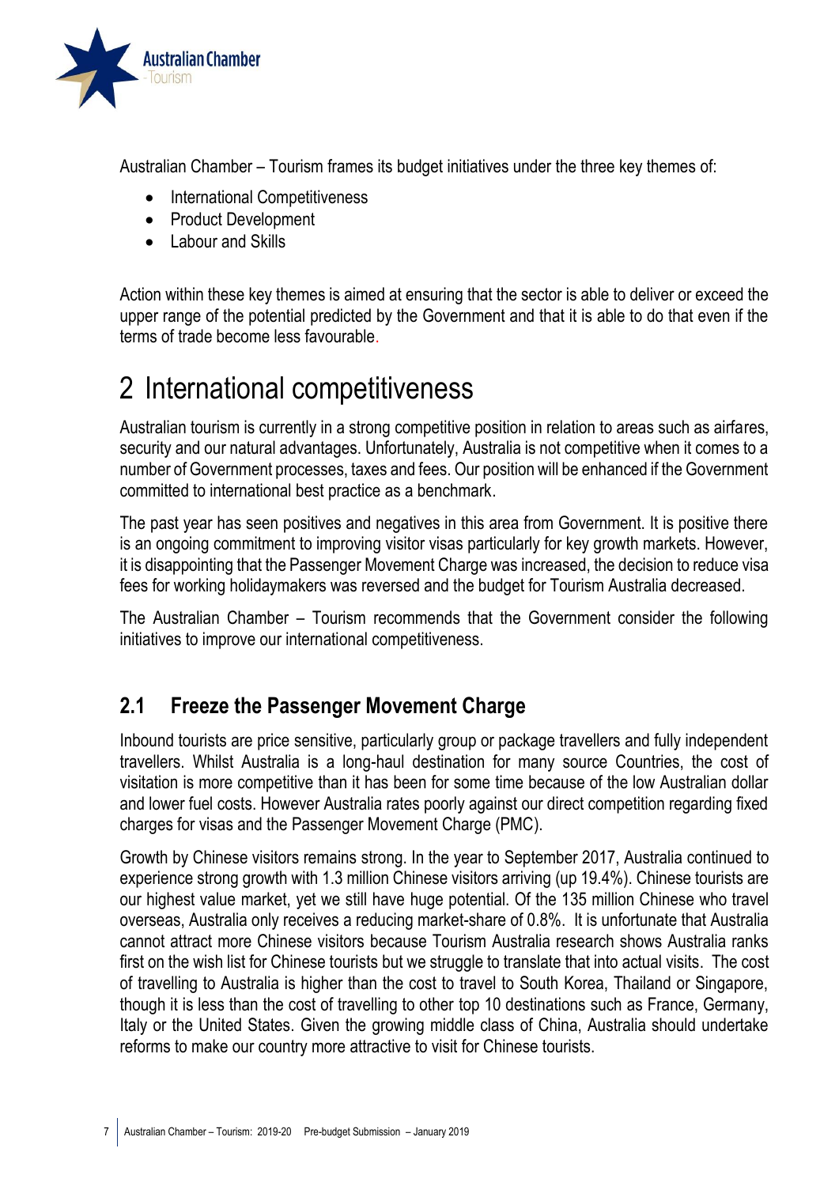Australian Chamber – Tourism frames its budget initiatives under the three key themes of:

- International Competitiveness
- Product Development
- Labour and Skills

Action within these key themes is aimed at ensuring that the sector is able to deliver or exceed the upper range of the potential predicted by the Government and that it is able to do that even if the terms of trade become less favourable.

# 2 International competitiveness

Australian tourism is currently in a strong competitive position in relation to areas such as airfares, security and our natural advantages. Unfortunately, Australia is not competitive when it comes to a number of Government processes, taxes and fees. Our position will be enhanced if the Government committed to international best practice as a benchmark.

The past year has seen positives and negatives in this area from Government. It is positive there is an ongoing commitment to improving visitor visas particularly for key growth markets. However, it is disappointing that the Passenger Movement Charge was increased, the decision to reduce visa fees for working holidaymakers was reversed and the budget for Tourism Australia decreased.

The Australian Chamber – Tourism recommends that the Government consider the following initiatives to improve our international competitiveness.

## 2.1 Freeze the Passenger Movement Charge

Inbound tourists are price sensitive, particularly group or package travellers and fully independent travellers. Whilst Australia is a long-haul destination for many source Countries, the cost of visitation is more competitive than it has been for some time because of the low Australian dollar and lower fuel costs. However Australia rates poorly against our direct competition regarding fixed charges for visas and the Passenger Movement Charge (PMC).

Growth by Chinese visitors remains strong. In the year to September 2017, Australia continued to experience strong growth with 1.3 million Chinese visitors arriving (up 19.4%). Chinese tourists are our highest value market, yet we still have huge potential. Of the 135 million Chinese who travel overseas, Australia only receives a reducing market-share of 0.8%. It is unfortunate that Australia cannot attract more Chinese visitors because Tourism Australia research shows Australia ranks first on the wish list for Chinese tourists but we struggle to translate that into actual visits. The cost of travelling to Australia is higher than the cost to travel to South Korea, Thailand or Singapore, though it is less than the cost of travelling to other top 10 destinations such as France, Germany, Italy or the United States. Given the growing middle class of China, Australia should undertake reforms to make our country more attractive to visit for Chinese tourists.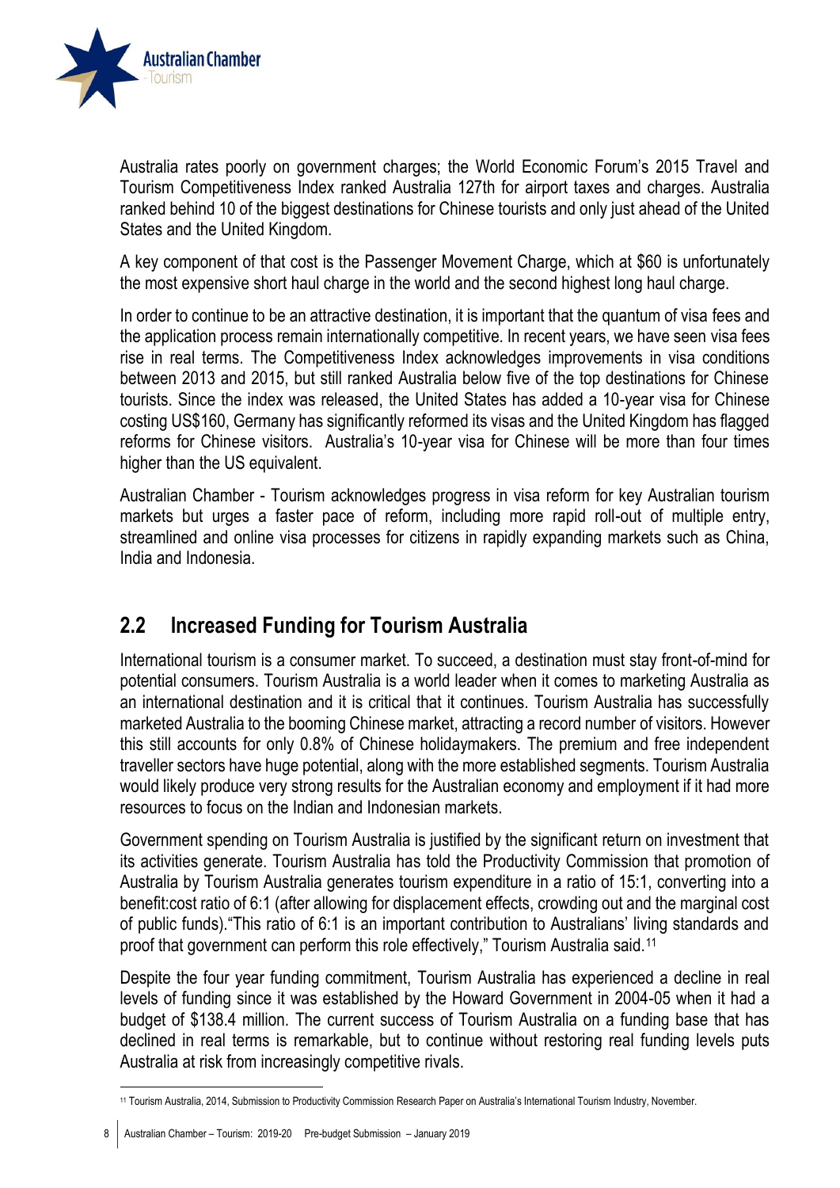Australia rates poorly on government charges; the World Economic Forum's 2015 Travel and Tourism Competitiveness Index ranked Australia 127th for airport taxes and charges. Australia ranked behind 10 of the biggest destinations for Chinese tourists and only just ahead of the United States and the United Kingdom.

A key component of that cost is the Passenger Movement Charge, which at $60 is unfortunately the most expensive short haul charge in the world and the second highest long haul charge.

In order to continue to be an attractive destination, it is important that the quantum of visa fees and the application process remain internationally competitive. In recent years, we have seen visa fees rise in real terms. The Competitiveness Index acknowledges improvements in visa conditions between 2013 and 2015, but still ranked Australia below five of the top destinations for Chinese tourists. Since the index was released, the United States has added a 10-year visa for Chinese costing US$160, Germany has significantly reformed its visas and the United Kingdom has flagged reforms for Chinese visitors. Australia's 10-year visa for Chinese will be more than four times higher than the US equivalent.

Australian Chamber - Tourism acknowledges progress in visa reform for key Australian tourism markets but urges a faster pace of reform, including more rapid roll-out of multiple entry, streamlined and online visa processes for citizens in rapidly expanding markets such as China, India and Indonesia.

## 2.2 Increased Funding for Tourism Australia

International tourism is a consumer market. To succeed, a destination must stay front-of-mind for potential consumers. Tourism Australia is a world leader when it comes to marketing Australia as an international destination and it is critical that it continues. Tourism Australia has successfully marketed Australia to the booming Chinese market, attracting a record number of visitors. However this still accounts for only 0.8% of Chinese holidaymakers. The premium and free independent traveller sectors have huge potential, along with the more established segments. Tourism Australia would likely produce very strong results for the Australian economy and employment if it had more resources to focus on the Indian and Indonesian markets.

Government spending on Tourism Australia is justified by the significant return on investment that its activities generate. Tourism Australia has told the Productivity Commission that promotion of Australia by Tourism Australia generates tourism expenditure in a ratio of 15:1, converting into a benefit:cost ratio of 6:1 (after allowing for displacement effects, crowding out and the marginal cost of public funds)."This ratio of 6:1 is an important contribution to Australians' living standards and proof that government can perform this role effectively," Tourism Australia said.[11]

Despite the four year funding commitment, Tourism Australia has experienced a decline in real levels of funding since it was established by the Howard Government in 2004-05 when it had a budget of $138.4 million. The current success of Tourism Australia on a funding base that has declined in real terms is remarkable, but to continue without restoring real funding levels puts Australia at risk from increasingly competitive rivals.

[11] Tourism Australia, 2014, Submission to Productivity Commission Research Paper on Australia's International Tourism Industry, November.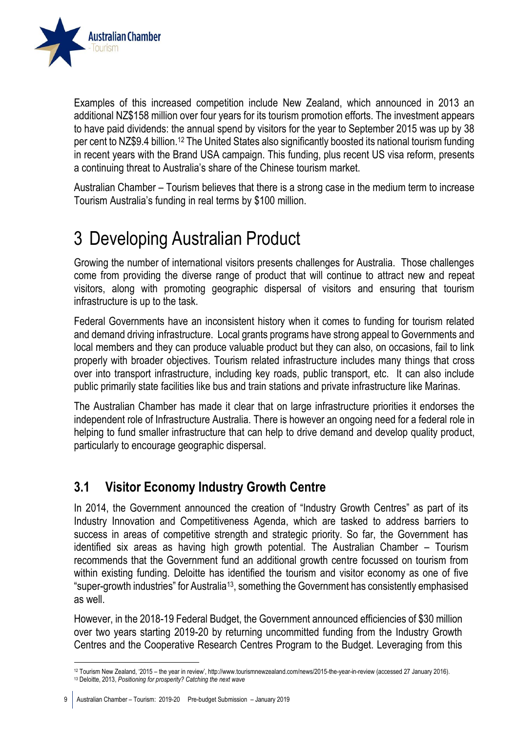Examples of this increased competition include New Zealand, which announced in 2013 an additional NZ$158 million over four years for its tourism promotion efforts. The investment appears to have paid dividends: the annual spend by visitors for the year to September 2015 was up by 38 per cent to NZ$9.4 billion.[12] The United States also significantly boosted its national tourism funding in recent years with the Brand USA campaign. This funding, plus recent US visa reform, presents a continuing threat to Australia's share of the Chinese tourism market.

Australian Chamber – Tourism believes that there is a strong case in the medium term to increase Tourism Australia's funding in real terms by $100 million.

# 3 Developing Australian Product

Growing the number of international visitors presents challenges for Australia. Those challenges come from providing the diverse range of product that will continue to attract new and repeat visitors, along with promoting geographic dispersal of visitors and ensuring that tourism infrastructure is up to the task.

Federal Governments have an inconsistent history when it comes to funding for tourism related and demand driving infrastructure. Local grants programs have strong appeal to Governments and local members and they can produce valuable product but they can also, on occasions, fail to link properly with broader objectives. Tourism related infrastructure includes many things that cross over into transport infrastructure, including key roads, public transport, etc. It can also include public primarily state facilities like bus and train stations and private infrastructure like Marinas.

The Australian Chamber has made it clear that on large infrastructure priorities it endorses the independent role of Infrastructure Australia. There is however an ongoing need for a federal role in helping to fund smaller infrastructure that can help to drive demand and develop quality product, particularly to encourage geographic dispersal.

## 3.1 Visitor Economy Industry Growth Centre

In 2014, the Government announced the creation of "Industry Growth Centres" as part of its Industry Innovation and Competitiveness Agenda, which are tasked to address barriers to success in areas of competitive strength and strategic priority. So far, the Government has identified six areas as having high growth potential. The Australian Chamber – Tourism recommends that the Government fund an additional growth centre focussed on tourism from within existing funding. Deloitte has identified the tourism and visitor economy as one of five "super-growth industries" for Australia[13], something the Government has consistently emphasised as well.

However, in the 2018-19 Federal Budget, the Government announced efficiencies of $30 million over two years starting 2019-20 by returning uncommitted funding from the Industry Growth Centres and the Cooperative Research Centres Program to the Budget. Leveraging from this

[12] Tourism New Zealand, '2015 – the year in review', http://www.tourismnewzealand.com/news/2015-the-year-in-review (accessed 27 January 2016).
[13] Deloitte, 2013, *Positioning for prosperity? Catching the next wave*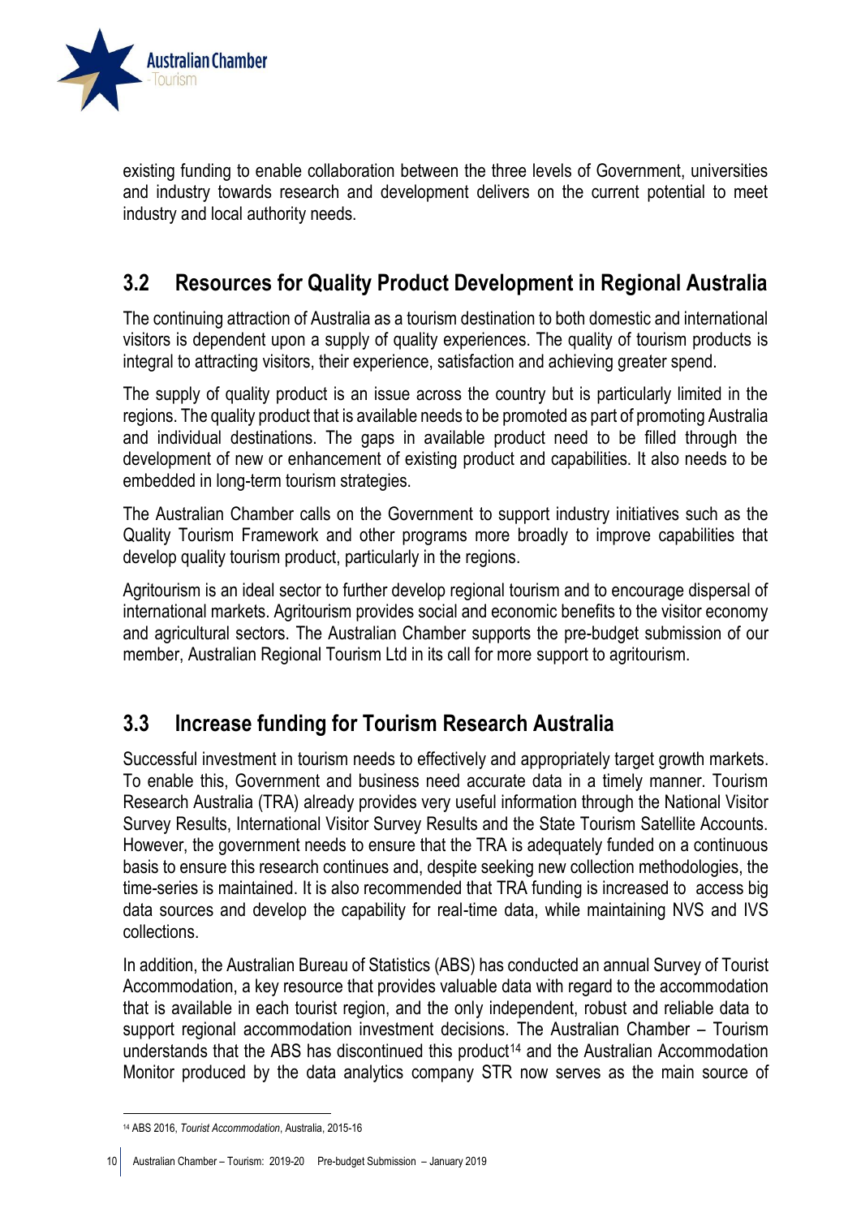existing funding to enable collaboration between the three levels of Government, universities and industry towards research and development delivers on the current potential to meet industry and local authority needs.

## 3.2 Resources for Quality Product Development in Regional Australia

The continuing attraction of Australia as a tourism destination to both domestic and international visitors is dependent upon a supply of quality experiences. The quality of tourism products is integral to attracting visitors, their experience, satisfaction and achieving greater spend.

The supply of quality product is an issue across the country but is particularly limited in the regions. The quality product that is available needs to be promoted as part of promoting Australia and individual destinations. The gaps in available product need to be filled through the development of new or enhancement of existing product and capabilities. It also needs to be embedded in long-term tourism strategies.

The Australian Chamber calls on the Government to support industry initiatives such as the Quality Tourism Framework and other programs more broadly to improve capabilities that develop quality tourism product, particularly in the regions.

Agritourism is an ideal sector to further develop regional tourism and to encourage dispersal of international markets. Agritourism provides social and economic benefits to the visitor economy and agricultural sectors. The Australian Chamber supports the pre-budget submission of our member, Australian Regional Tourism Ltd in its call for more support to agritourism.

## 3.3 Increase funding for Tourism Research Australia

Successful investment in tourism needs to effectively and appropriately target growth markets. To enable this, Government and business need accurate data in a timely manner. Tourism Research Australia (TRA) already provides very useful information through the National Visitor Survey Results, International Visitor Survey Results and the State Tourism Satellite Accounts. However, the government needs to ensure that the TRA is adequately funded on a continuous basis to ensure this research continues and, despite seeking new collection methodologies, the time-series is maintained. It is also recommended that TRA funding is increased to access big data sources and develop the capability for real-time data, while maintaining NVS and IVS collections.

In addition, the Australian Bureau of Statistics (ABS) has conducted an annual Survey of Tourist Accommodation, a key resource that provides valuable data with regard to the accommodation that is available in each tourist region, and the only independent, robust and reliable data to support regional accommodation investment decisions. The Australian Chamber – Tourism understands that the ABS has discontinued this product[14] and the Australian Accommodation Monitor produced by the data analytics company STR now serves as the main source of

[14] ABS 2016, *Tourist Accommodation*, Australia, 2015-16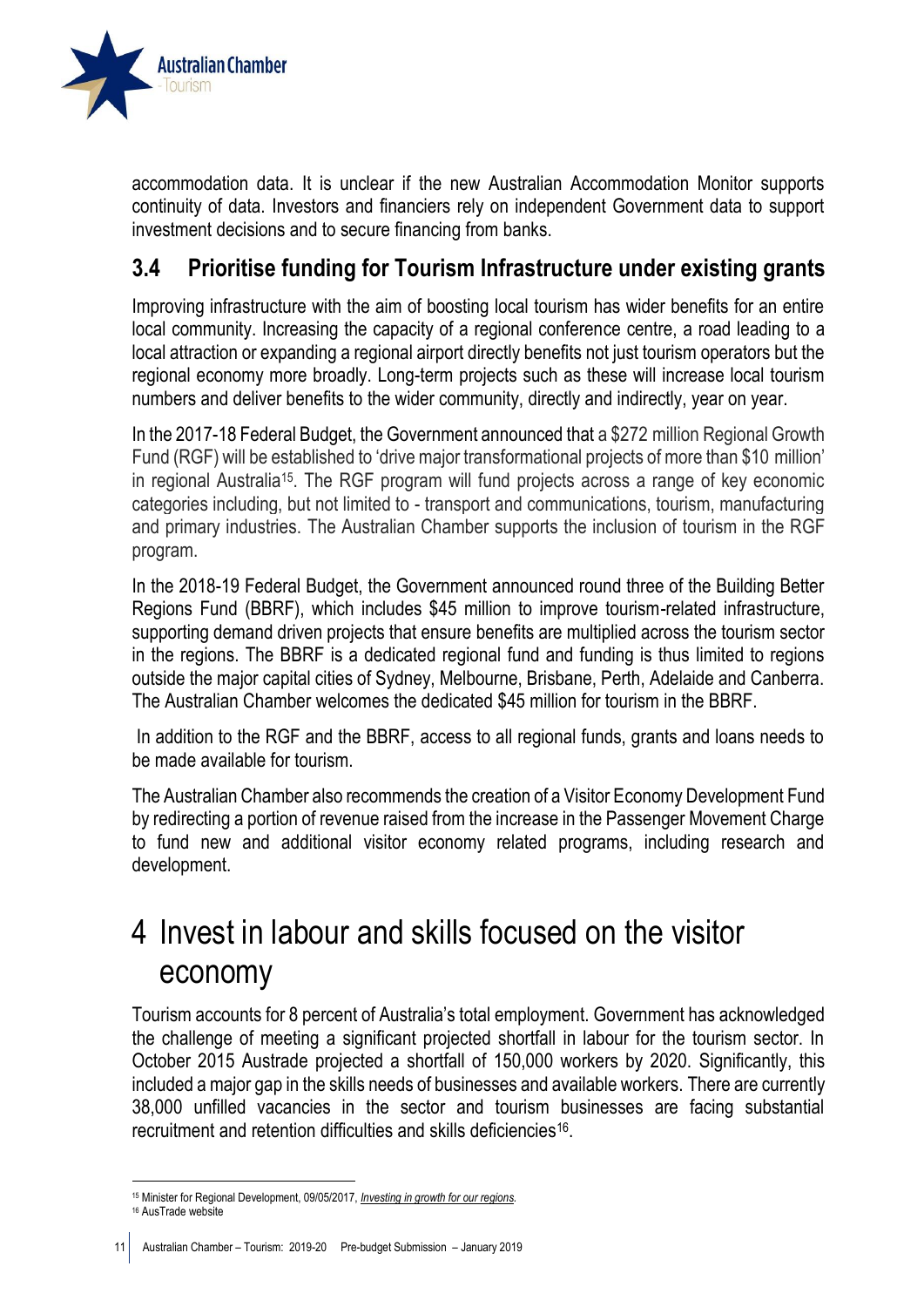accommodation data. It is unclear if the new Australian Accommodation Monitor supports continuity of data. Investors and financiers rely on independent Government data to support investment decisions and to secure financing from banks.

## 3.4 Prioritise funding for Tourism Infrastructure under existing grants

Improving infrastructure with the aim of boosting local tourism has wider benefits for an entire local community. Increasing the capacity of a regional conference centre, a road leading to a local attraction or expanding a regional airport directly benefits not just tourism operators but the regional economy more broadly. Long-term projects such as these will increase local tourism numbers and deliver benefits to the wider community, directly and indirectly, year on year.

In the 2017-18 Federal Budget, the Government announced that a $272 million Regional Growth Fund (RGF) will be established to 'drive major transformational projects of more than $10 million' in regional Australia[15]. The RGF program will fund projects across a range of key economic categories including, but not limited to - transport and communications, tourism, manufacturing and primary industries. The Australian Chamber supports the inclusion of tourism in the RGF program.

In the 2018-19 Federal Budget, the Government announced round three of the Building Better Regions Fund (BBRF), which includes $45 million to improve tourism-related infrastructure, supporting demand driven projects that ensure benefits are multiplied across the tourism sector in the regions. The BBRF is a dedicated regional fund and funding is thus limited to regions outside the major capital cities of Sydney, Melbourne, Brisbane, Perth, Adelaide and Canberra. The Australian Chamber welcomes the dedicated $45 million for tourism in the BBRF.

In addition to the RGF and the BBRF, access to all regional funds, grants and loans needs to be made available for tourism.

The Australian Chamber also recommends the creation of a Visitor Economy Development Fund by redirecting a portion of revenue raised from the increase in the Passenger Movement Charge to fund new and additional visitor economy related programs, including research and development.

# 4 Invest in labour and skills focused on the visitor economy

Tourism accounts for 8 percent of Australia's total employment. Government has acknowledged the challenge of meeting a significant projected shortfall in labour for the tourism sector. In October 2015 Austrade projected a shortfall of 150,000 workers by 2020. Significantly, this included a major gap in the skills needs of businesses and available workers. There are currently 38,000 unfilled vacancies in the sector and tourism businesses are facing substantial recruitment and retention difficulties and skills deficiencies[16].

---

[15] Minister for Regional Development, 09/05/2017, *Investing in growth for our regions*.

[16] AusTrade website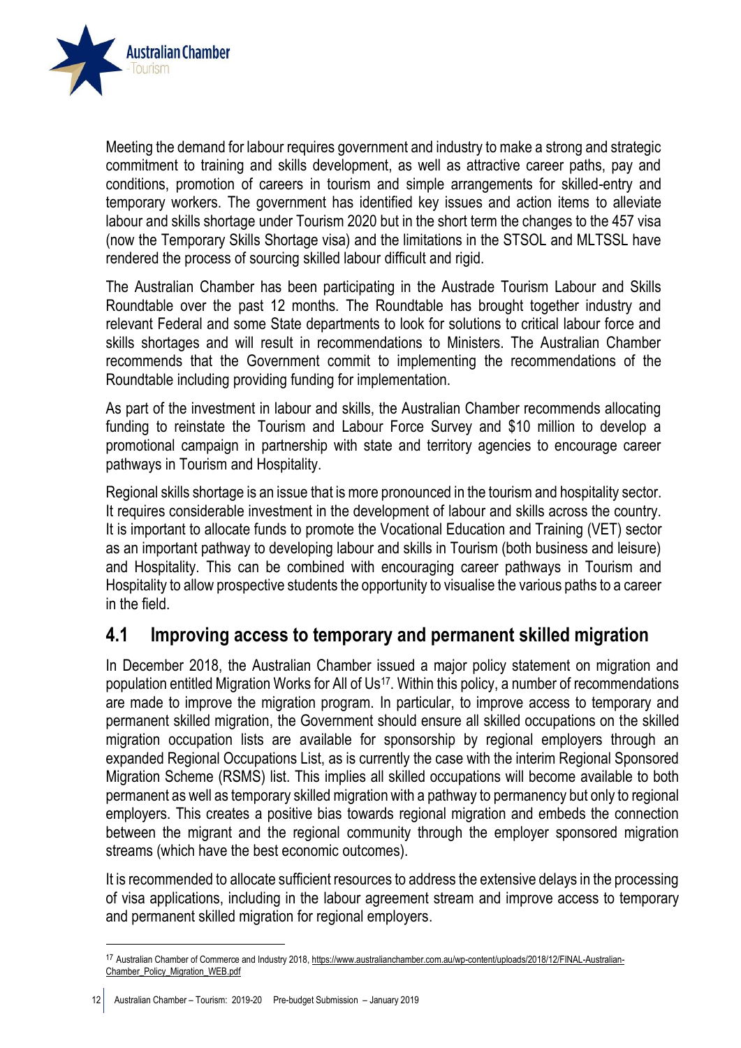Meeting the demand for labour requires government and industry to make a strong and strategic commitment to training and skills development, as well as attractive career paths, pay and conditions, promotion of careers in tourism and simple arrangements for skilled-entry and temporary workers. The government has identified key issues and action items to alleviate labour and skills shortage under Tourism 2020 but in the short term the changes to the 457 visa (now the Temporary Skills Shortage visa) and the limitations in the STSOL and MLTSSL have rendered the process of sourcing skilled labour difficult and rigid.

The Australian Chamber has been participating in the Austrade Tourism Labour and Skills Roundtable over the past 12 months. The Roundtable has brought together industry and relevant Federal and some State departments to look for solutions to critical labour force and skills shortages and will result in recommendations to Ministers. The Australian Chamber recommends that the Government commit to implementing the recommendations of the Roundtable including providing funding for implementation.

As part of the investment in labour and skills, the Australian Chamber recommends allocating funding to reinstate the Tourism and Labour Force Survey and $10 million to develop a promotional campaign in partnership with state and territory agencies to encourage career pathways in Tourism and Hospitality.

Regional skills shortage is an issue that is more pronounced in the tourism and hospitality sector. It requires considerable investment in the development of labour and skills across the country. It is important to allocate funds to promote the Vocational Education and Training (VET) sector as an important pathway to developing labour and skills in Tourism (both business and leisure) and Hospitality. This can be combined with encouraging career pathways in Tourism and Hospitality to allow prospective students the opportunity to visualise the various paths to a career in the field.

## 4.1 Improving access to temporary and permanent skilled migration

In December 2018, the Australian Chamber issued a major policy statement on migration and population entitled Migration Works for All of Us[17]. Within this policy, a number of recommendations are made to improve the migration program. In particular, to improve access to temporary and permanent skilled migration, the Government should ensure all skilled occupations on the skilled migration occupation lists are available for sponsorship by regional employers through an expanded Regional Occupations List, as is currently the case with the interim Regional Sponsored Migration Scheme (RSMS) list. This implies all skilled occupations will become available to both permanent as well as temporary skilled migration with a pathway to permanency but only to regional employers. This creates a positive bias towards regional migration and embeds the connection between the migrant and the regional community through the employer sponsored migration streams (which have the best economic outcomes).

It is recommended to allocate sufficient resources to address the extensive delays in the processing of visa applications, including in the labour agreement stream and improve access to temporary and permanent skilled migration for regional employers.

[17] Australian Chamber of Commerce and Industry 2018, https://www.australianchamber.com.au/wp-content/uploads/2018/12/FINAL-Australian-Chamber_Policy_Migration_WEB.pdf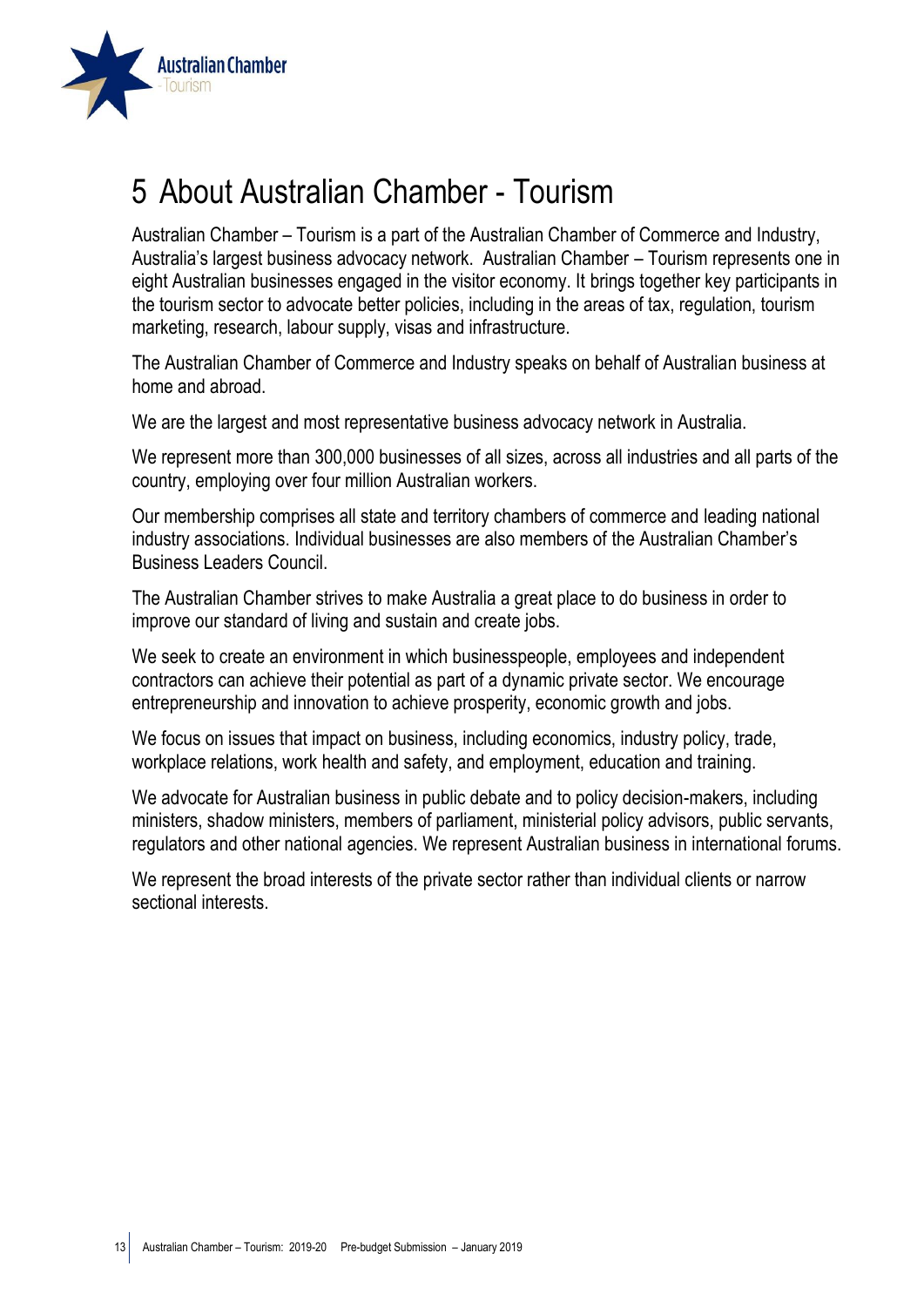# 5 About Australian Chamber - Tourism

Australian Chamber – Tourism is a part of the Australian Chamber of Commerce and Industry, Australia's largest business advocacy network. Australian Chamber – Tourism represents one in eight Australian businesses engaged in the visitor economy. It brings together key participants in the tourism sector to advocate better policies, including in the areas of tax, regulation, tourism marketing, research, labour supply, visas and infrastructure.

The Australian Chamber of Commerce and Industry speaks on behalf of Australian business at home and abroad.

We are the largest and most representative business advocacy network in Australia.

We represent more than 300,000 businesses of all sizes, across all industries and all parts of the country, employing over four million Australian workers.

Our membership comprises all state and territory chambers of commerce and leading national industry associations. Individual businesses are also members of the Australian Chamber's Business Leaders Council.

The Australian Chamber strives to make Australia a great place to do business in order to improve our standard of living and sustain and create jobs.

We seek to create an environment in which businesspeople, employees and independent contractors can achieve their potential as part of a dynamic private sector. We encourage entrepreneurship and innovation to achieve prosperity, economic growth and jobs.

We focus on issues that impact on business, including economics, industry policy, trade, workplace relations, work health and safety, and employment, education and training.

We advocate for Australian business in public debate and to policy decision-makers, including ministers, shadow ministers, members of parliament, ministerial policy advisors, public servants, regulators and other national agencies. We represent Australian business in international forums.

We represent the broad interests of the private sector rather than individual clients or narrow sectional interests.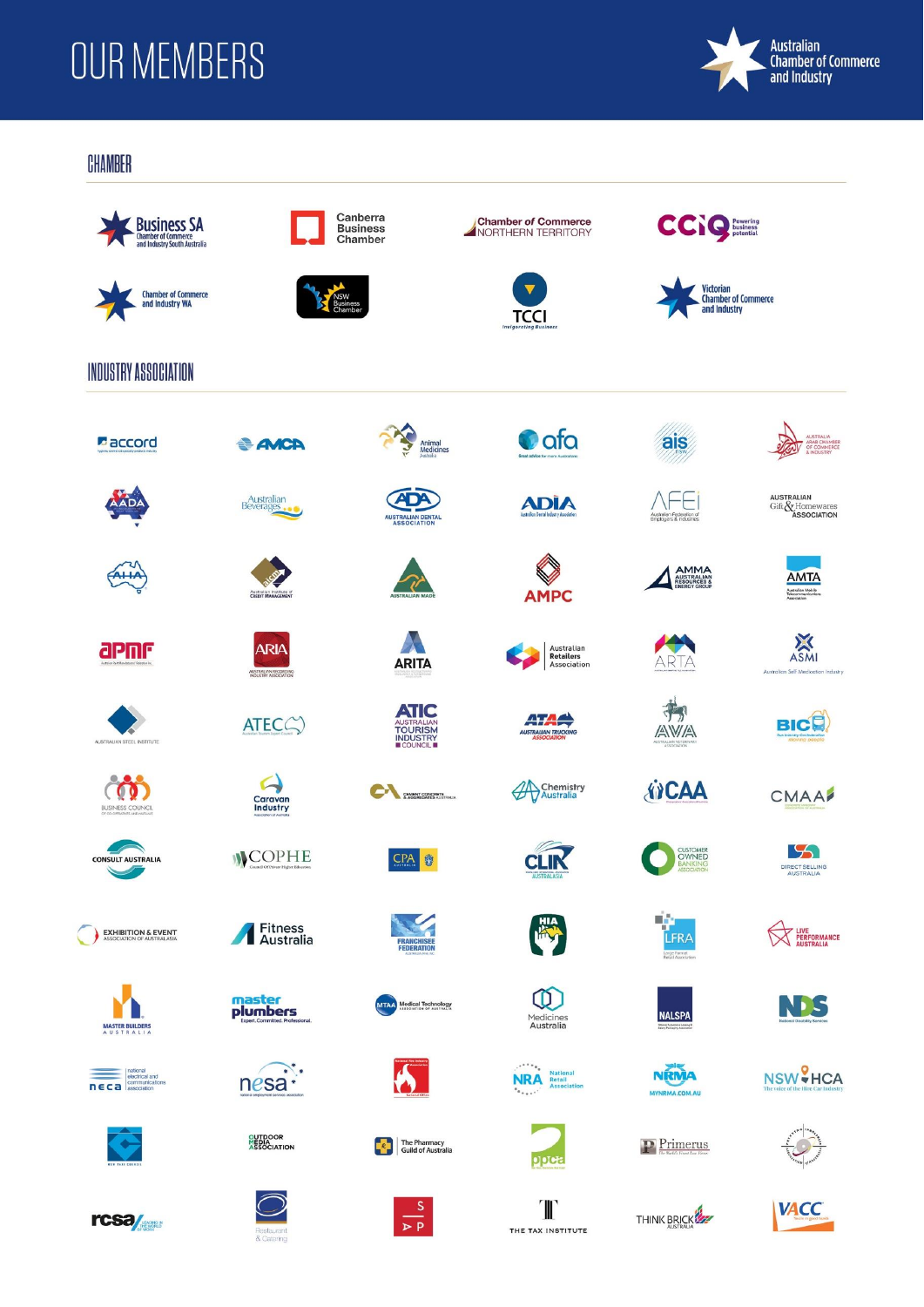# OUR MEMBERS

Australian Chamber of Commerce and Industry

## CHAMBER

Business SA Chamber of Commerce and Industry South Australia

Canberra Business Chamber

Chamber of Commerce NORTHERN TERRITORY

CCIQ Powering business potential

Chamber of Commerce and Industry WA

NSW Business Chamber

TCCI Invigorating Business

Victorian Chamber of Commerce and Industry

## INDUSTRY ASSOCIATION

accord

AMCA

Animal Medicines Australia

afa

ais

AUSTRALIA ARAB CHAMBER OF COMMERCE & INDUSTRY

AADA

Australian Beverages

AUSTRALIAN DENTAL ASSOCIATION

ADIA

AFEI Australian Federation of Employers & Industries

AUSTRALIAN Gift & Homewares ASSOCIATION

AHA

Australian Institute of Credit Management

AUSTRALIAN MADE

AMPC

AMMA AUSTRALIAN RESOURCES & ENERGY GROUP

AMTA

apmf

ARIA AUSTRALIAN RECORDING INDUSTRY ASSOCIATION

ARITA

Australian Retailers Association

ARTA

ASMI Australian Self Medication Industry

AUSTRALIAN STEEL INSTITUTE

ATEC

ATIC AUSTRALIAN TOURISM INDUSTRY COUNCIL

ATA AUSTRALIAN TRUCKING ASSOCIATION

AVA

BIC

BUSINESS COUNCIL

Caravan Industry

CEMENT CONCRETE & AGGREGATES AUSTRALIA

Chemistry Australia

CAA

CMAA

CONSULT AUSTRALIA

COPHE Council Of Private Higher Education

CPA AUSTRALIA

CLIA AUSTRALASIA

CUSTOMER OWNED BANKING ASSOCIATION

DIRECT SELLING AUSTRALIA

EXHIBITION & EVENT ASSOCIATION OF AUSTRALASIA

Fitness Australia

FRANCHISEE FEDERATION

HIA

LFRA

LIVE PERFORMANCE AUSTRALIA

MASTER BUILDERS AUSTRALIA

master plumbers Expert. Committed. Professional.

MTAA Medical Technology Association of Australia

Medicines Australia

NALSPA

NDS

neca national electrical and communications association

nesa

National Fire Industry Association

NRA National Retail Association

NRMA MYNRMA.COM.AU

NSW HCA The voice of the Hire Car Industry

Outdoor Media Association

The Pharmacy Guild of Australia

ppca

Primerus

rcsa

Restaurant & Catering

S P

THE TAX INSTITUTE

THINK BRICK AUSTRALIA

VACC